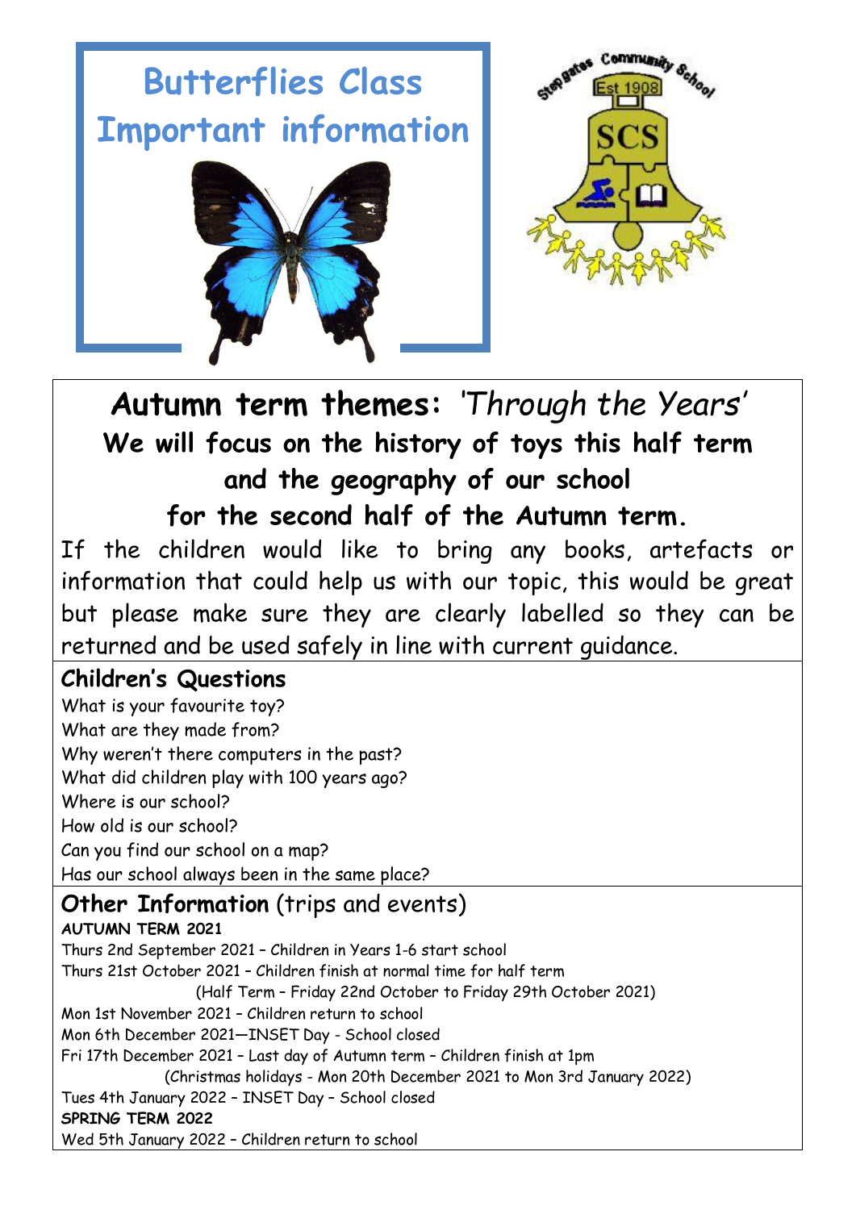# Butterflies Class
# Important information

## Autumn term themes: *'Through the Years'*

**We will focus on the history of toys this half term and the geography of our school for the second half of the Autumn term.**

If the children would like to bring any books, artefacts or information that could help us with our topic, this would be great but please make sure they are clearly labelled so they can be returned and be used safely in line with current guidance.

### Children's Questions

What is your favourite toy?
What are they made from?
Why weren't there computers in the past?
What did children play with 100 years ago?
Where is our school?
How old is our school?
Can you find our school on a map?
Has our school always been in the same place?

### Other Information (trips and events)

**AUTUMN TERM 2021**

Thurs 2nd September 2021 – Children in Years 1-6 start school
Thurs 21st October 2021 – Children finish at normal time for half term
(Half Term – Friday 22nd October to Friday 29th October 2021)
Mon 1st November 2021 – Children return to school
Mon 6th December 2021—INSET Day - School closed
Fri 17th December 2021 – Last day of Autumn term – Children finish at 1pm
(Christmas holidays - Mon 20th December 2021 to Mon 3rd January 2022)
Tues 4th January 2022 – INSET Day – School closed

**SPRING TERM 2022**

Wed 5th January 2022 – Children return to school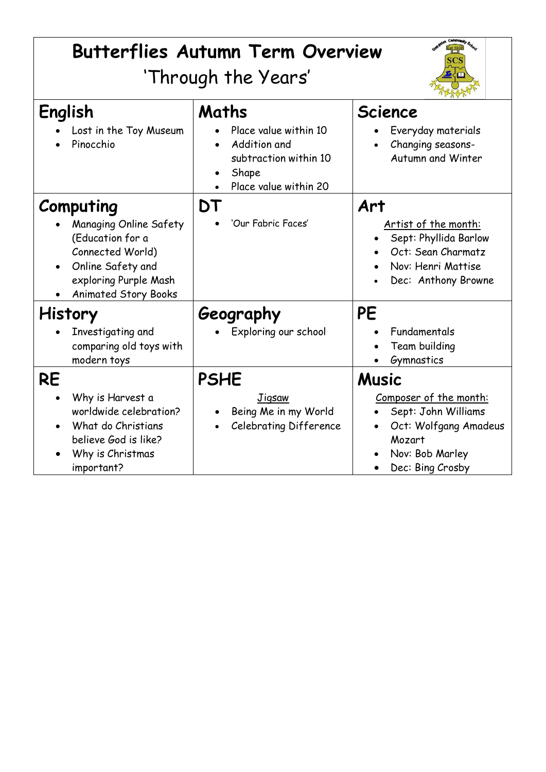# Butterflies Autumn Term Overview

## 'Through the Years'

| **English** | **Maths** | **Science** |
| --- | --- | --- |
| • Lost in the Toy Museum<br>• Pinocchio | • Place value within 10<br>• Addition and subtraction within 10<br>• Shape<br>• Place value within 20 | • Everyday materials<br>• Changing seasons- Autumn and Winter |
| **Computing** | **DT** | **Art** |
| • Managing Online Safety (Education for a Connected World)<br>• Online Safety and exploring Purple Mash<br>• Animated Story Books | • 'Our Fabric Faces' | Artist of the month:<br>• Sept: Phyllida Barlow<br>• Oct: Sean Charmatz<br>• Nov: Henri Mattise<br>• Dec: Anthony Browne |
| **History** | **Geography** | **PE** |
| • Investigating and comparing old toys with modern toys | • Exploring our school | • Fundamentals<br>• Team building<br>• Gymnastics |
| **RE** | **PSHE** | **Music** |
| • Why is Harvest a worldwide celebration?<br>• What do Christians believe God is like?<br>• Why is Christmas important? | Jigsaw<br>• Being Me in my World<br>• Celebrating Difference | Composer of the month:<br>• Sept: John Williams<br>• Oct: Wolfgang Amadeus Mozart<br>• Nov: Bob Marley<br>• Dec: Bing Crosby |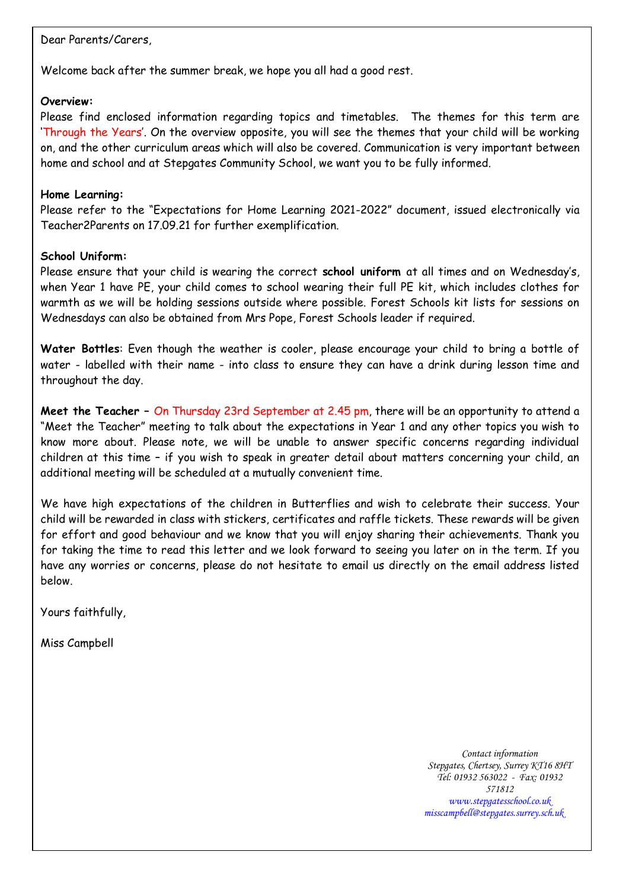Dear Parents/Carers,

Welcome back after the summer break, we hope you all had a good rest.

**Overview:**
Please find enclosed information regarding topics and timetables. The themes for this term are 'Through the Years'. On the overview opposite, you will see the themes that your child will be working on, and the other curriculum areas which will also be covered. Communication is very important between home and school and at Stepgates Community School, we want you to be fully informed.

**Home Learning:**
Please refer to the "Expectations for Home Learning 2021-2022" document, issued electronically via Teacher2Parents on 17.09.21 for further exemplification.

**School Uniform:**
Please ensure that your child is wearing the correct **school uniform** at all times and on Wednesday's, when Year 1 have PE, your child comes to school wearing their full PE kit, which includes clothes for warmth as we will be holding sessions outside where possible. Forest Schools kit lists for sessions on Wednesdays can also be obtained from Mrs Pope, Forest Schools leader if required.

**Water Bottles**: Even though the weather is cooler, please encourage your child to bring a bottle of water - labelled with their name - into class to ensure they can have a drink during lesson time and throughout the day.

**Meet the Teacher –** On Thursday 23rd September at 2.45 pm, there will be an opportunity to attend a "Meet the Teacher" meeting to talk about the expectations in Year 1 and any other topics you wish to know more about. Please note, we will be unable to answer specific concerns regarding individual children at this time – if you wish to speak in greater detail about matters concerning your child, an additional meeting will be scheduled at a mutually convenient time.

We have high expectations of the children in Butterflies and wish to celebrate their success. Your child will be rewarded in class with stickers, certificates and raffle tickets. These rewards will be given for effort and good behaviour and we know that you will enjoy sharing their achievements. Thank you for taking the time to read this letter and we look forward to seeing you later on in the term. If you have any worries or concerns, please do not hesitate to email us directly on the email address listed below.

Yours faithfully,

Miss Campbell

*Contact information*
*Stepgates, Chertsey, Surrey KT16 8HT*
*Tel: 01932 563022 - Fax: 01932 571812*
*www.stepgatesschool.co.uk*
*misscampbell@stepgates.surrey.sch.uk*